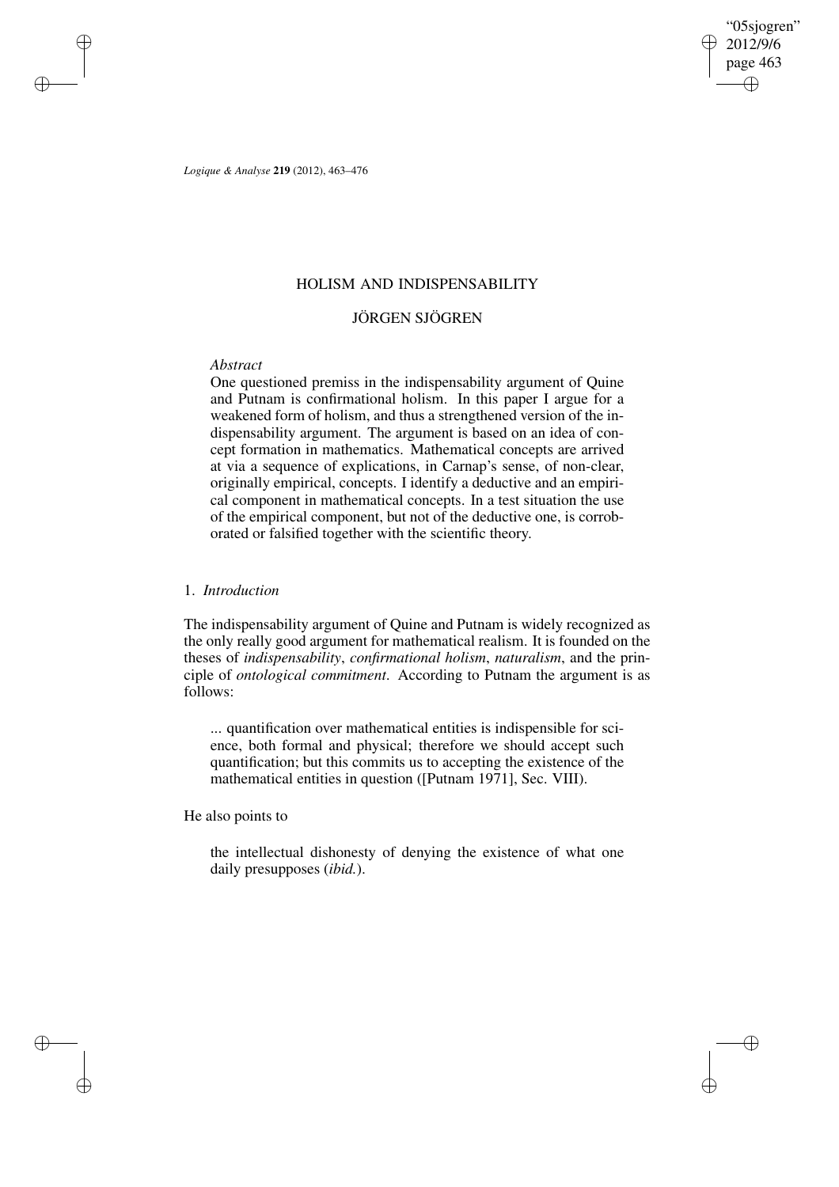# HOLISM AND INDISPENSABILITY

## JÖRGEN SJÖGREN

*Abstract*

One questioned premiss in the indispensability argument of Quine and Putnam is confirmational holism. In this paper I argue for a weakened form of holism, and thus a strengthened version of the indispensability argument. The argument is based on an idea of concept formation in mathematics. Mathematical concepts are arrived at via a sequence of explications, in Carnap's sense, of non-clear, originally empirical, concepts. I identify a deductive and an empirical component in mathematical concepts. In a test situation the use of the empirical component, but not of the deductive one, is corroborated or falsified together with the scientific theory.

## 1. *Introduction*

The indispensability argument of Quine and Putnam is widely recognized as the only really good argument for mathematical realism. It is founded on the theses of *indispensability*, *confirmational holism*, *naturalism*, and the principle of *ontological commitment*. According to Putnam the argument is as follows:

> ... quantification over mathematical entities is indispensible for science, both formal and physical; therefore we should accept such quantification; but this commits us to accepting the existence of the mathematical entities in question ([Putnam 1971], Sec. VIII).

He also points to

> the intellectual dishonesty of denying the existence of what one daily presupposes (*ibid.*).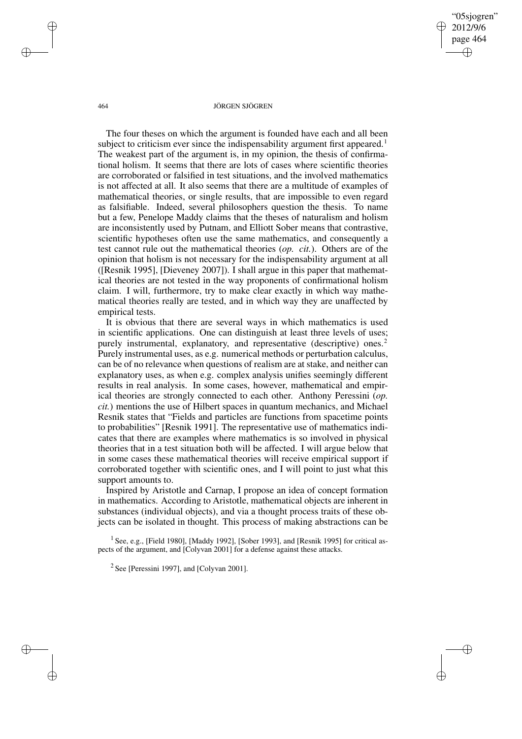The four theses on which the argument is founded have each and all been subject to criticism ever since the indispensability argument first appeared.[1] The weakest part of the argument is, in my opinion, the thesis of confirmational holism. It seems that there are lots of cases where scientific theories are corroborated or falsified in test situations, and the involved mathematics is not affected at all. It also seems that there are a multitude of examples of mathematical theories, or single results, that are impossible to even regard as falsifiable. Indeed, several philosophers question the thesis. To name but a few, Penelope Maddy claims that the theses of naturalism and holism are inconsistently used by Putnam, and Elliott Sober means that contrastive, scientific hypotheses often use the same mathematics, and consequently a test cannot rule out the mathematical theories (*op. cit.*). Others are of the opinion that holism is not necessary for the indispensability argument at all ([Resnik 1995], [Dieveney 2007]). I shall argue in this paper that mathematical theories are not tested in the way proponents of confirmational holism claim. I will, furthermore, try to make clear exactly in which way mathematical theories really are tested, and in which way they are unaffected by empirical tests.

It is obvious that there are several ways in which mathematics is used in scientific applications. One can distinguish at least three levels of uses; purely instrumental, explanatory, and representative (descriptive) ones.[2] Purely instrumental uses, as e.g. numerical methods or perturbation calculus, can be of no relevance when questions of realism are at stake, and neither can explanatory uses, as when e.g. complex analysis unifies seemingly different results in real analysis. In some cases, however, mathematical and empirical theories are strongly connected to each other. Anthony Peressini (*op. cit.*) mentions the use of Hilbert spaces in quantum mechanics, and Michael Resnik states that "Fields and particles are functions from spacetime points to probabilities" [Resnik 1991]. The representative use of mathematics indicates that there are examples where mathematics is so involved in physical theories that in a test situation both will be affected. I will argue below that in some cases these mathematical theories will receive empirical support if corroborated together with scientific ones, and I will point to just what this support amounts to.

Inspired by Aristotle and Carnap, I propose an idea of concept formation in mathematics. According to Aristotle, mathematical objects are inherent in substances (individual objects), and via a thought process traits of these objects can be isolated in thought. This process of making abstractions can be

[1] See, e.g., [Field 1980], [Maddy 1992], [Sober 1993], and [Resnik 1995] for critical aspects of the argument, and [Colyvan 2001] for a defense against these attacks.

[2] See [Peressini 1997], and [Colyvan 2001].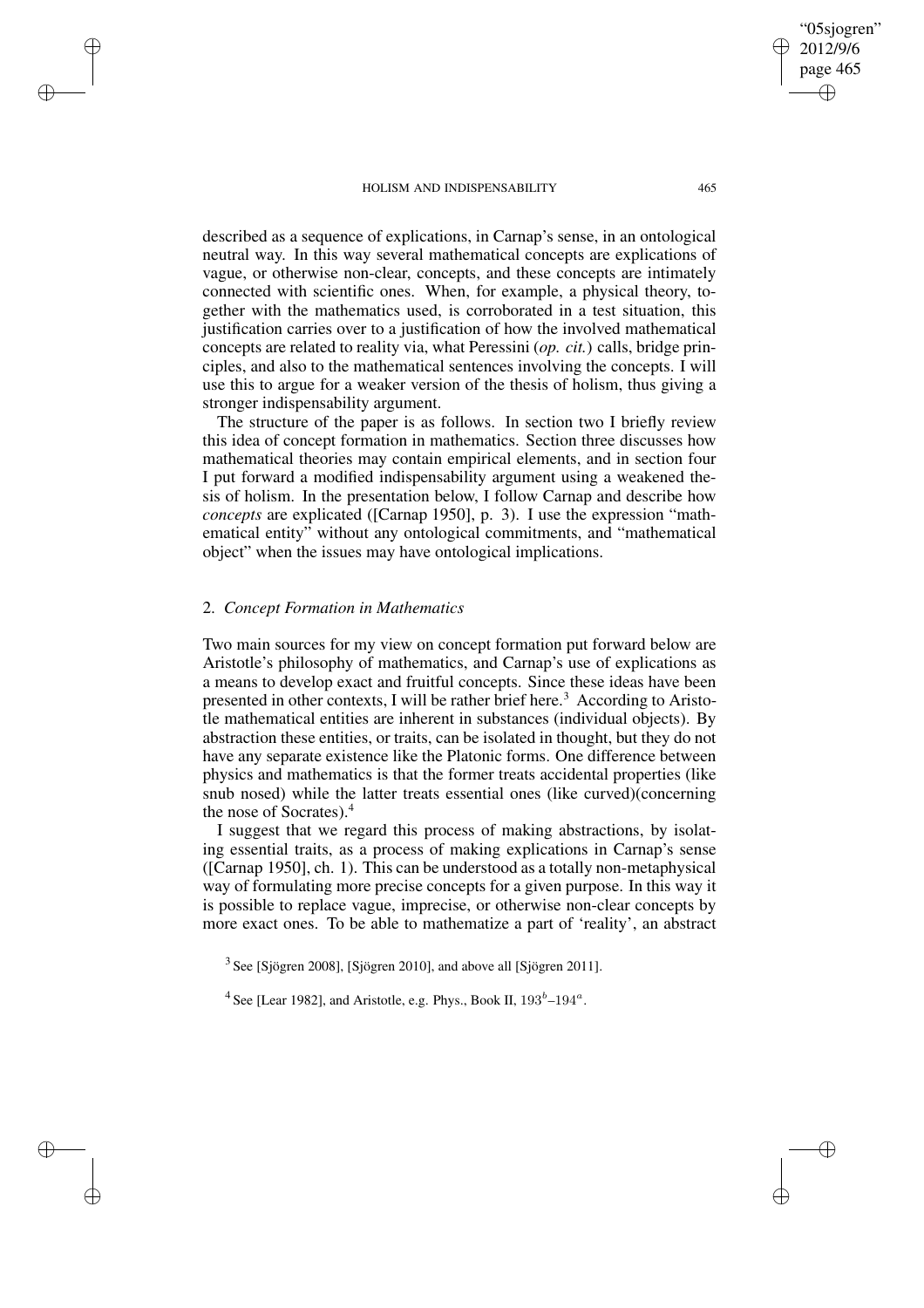described as a sequence of explications, in Carnap's sense, in an ontological neutral way. In this way several mathematical concepts are explications of vague, or otherwise non-clear, concepts, and these concepts are intimately connected with scientific ones. When, for example, a physical theory, together with the mathematics used, is corroborated in a test situation, this justification carries over to a justification of how the involved mathematical concepts are related to reality via, what Peressini (*op. cit.*) calls, bridge principles, and also to the mathematical sentences involving the concepts. I will use this to argue for a weaker version of the thesis of holism, thus giving a stronger indispensability argument.

The structure of the paper is as follows. In section two I briefly review this idea of concept formation in mathematics. Section three discusses how mathematical theories may contain empirical elements, and in section four I put forward a modified indispensability argument using a weakened thesis of holism. In the presentation below, I follow Carnap and describe how *concepts* are explicated ([Carnap 1950], p. 3). I use the expression "mathematical entity" without any ontological commitments, and "mathematical object" when the issues may have ontological implications.

## 2. *Concept Formation in Mathematics*

Two main sources for my view on concept formation put forward below are Aristotle's philosophy of mathematics, and Carnap's use of explications as a means to develop exact and fruitful concepts. Since these ideas have been presented in other contexts, I will be rather brief here.[3] According to Aristotle mathematical entities are inherent in substances (individual objects). By abstraction these entities, or traits, can be isolated in thought, but they do not have any separate existence like the Platonic forms. One difference between physics and mathematics is that the former treats accidental properties (like snub nosed) while the latter treats essential ones (like curved)(concerning the nose of Socrates).[4]

I suggest that we regard this process of making abstractions, by isolating essential traits, as a process of making explications in Carnap's sense ([Carnap 1950], ch. 1). This can be understood as a totally non-metaphysical way of formulating more precise concepts for a given purpose. In this way it is possible to replace vague, imprecise, or otherwise non-clear concepts by more exact ones. To be able to mathematize a part of 'reality', an abstract

[3] See [Sjögren 2008], [Sjögren 2010], and above all [Sjögren 2011].

[4] See [Lear 1982], and Aristotle, e.g. Phys., Book II, $193^b$–$194^a$.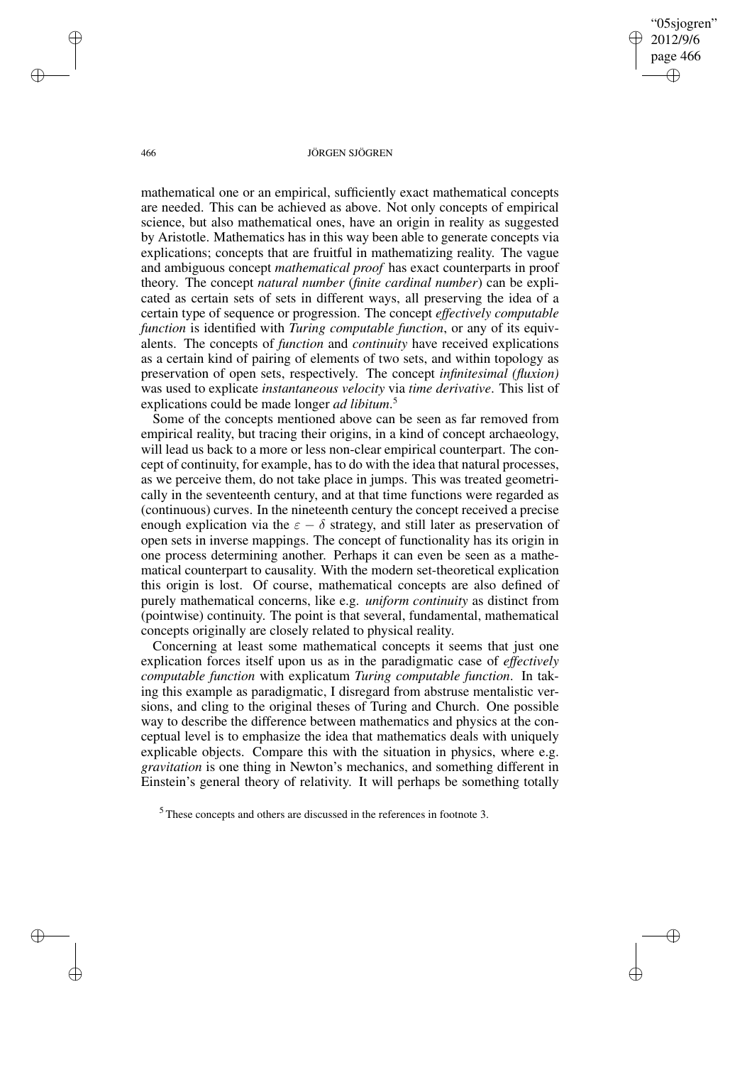mathematical one or an empirical, sufficiently exact mathematical concepts are needed. This can be achieved as above. Not only concepts of empirical science, but also mathematical ones, have an origin in reality as suggested by Aristotle. Mathematics has in this way been able to generate concepts via explications; concepts that are fruitful in mathematizing reality. The vague and ambiguous concept *mathematical proof* has exact counterparts in proof theory. The concept *natural number* (*finite cardinal number*) can be explicated as certain sets of sets in different ways, all preserving the idea of a certain type of sequence or progression. The concept *effectively computable function* is identified with *Turing computable function*, or any of its equivalents. The concepts of *function* and *continuity* have received explications as a certain kind of pairing of elements of two sets, and within topology as preservation of open sets, respectively. The concept *infinitesimal (fluxion)* was used to explicate *instantaneous velocity* via *time derivative*. This list of explications could be made longer *ad libitum*.[5]

Some of the concepts mentioned above can be seen as far removed from empirical reality, but tracing their origins, in a kind of concept archaeology, will lead us back to a more or less non-clear empirical counterpart. The concept of continuity, for example, has to do with the idea that natural processes, as we perceive them, do not take place in jumps. This was treated geometrically in the seventeenth century, and at that time functions were regarded as (continuous) curves. In the nineteenth century the concept received a precise enough explication via the $\varepsilon - \delta$ strategy, and still later as preservation of open sets in inverse mappings. The concept of functionality has its origin in one process determining another. Perhaps it can even be seen as a mathematical counterpart to causality. With the modern set-theoretical explication this origin is lost. Of course, mathematical concepts are also defined of purely mathematical concerns, like e.g. *uniform continuity* as distinct from (pointwise) continuity. The point is that several, fundamental, mathematical concepts originally are closely related to physical reality.

Concerning at least some mathematical concepts it seems that just one explication forces itself upon us as in the paradigmatic case of *effectively computable function* with explicatum *Turing computable function*. In taking this example as paradigmatic, I disregard from abstruse mentalistic versions, and cling to the original theses of Turing and Church. One possible way to describe the difference between mathematics and physics at the conceptual level is to emphasize the idea that mathematics deals with uniquely explicable objects. Compare this with the situation in physics, where e.g. *gravitation* is one thing in Newton's mechanics, and something different in Einstein's general theory of relativity. It will perhaps be something totally

[5] These concepts and others are discussed in the references in footnote 3.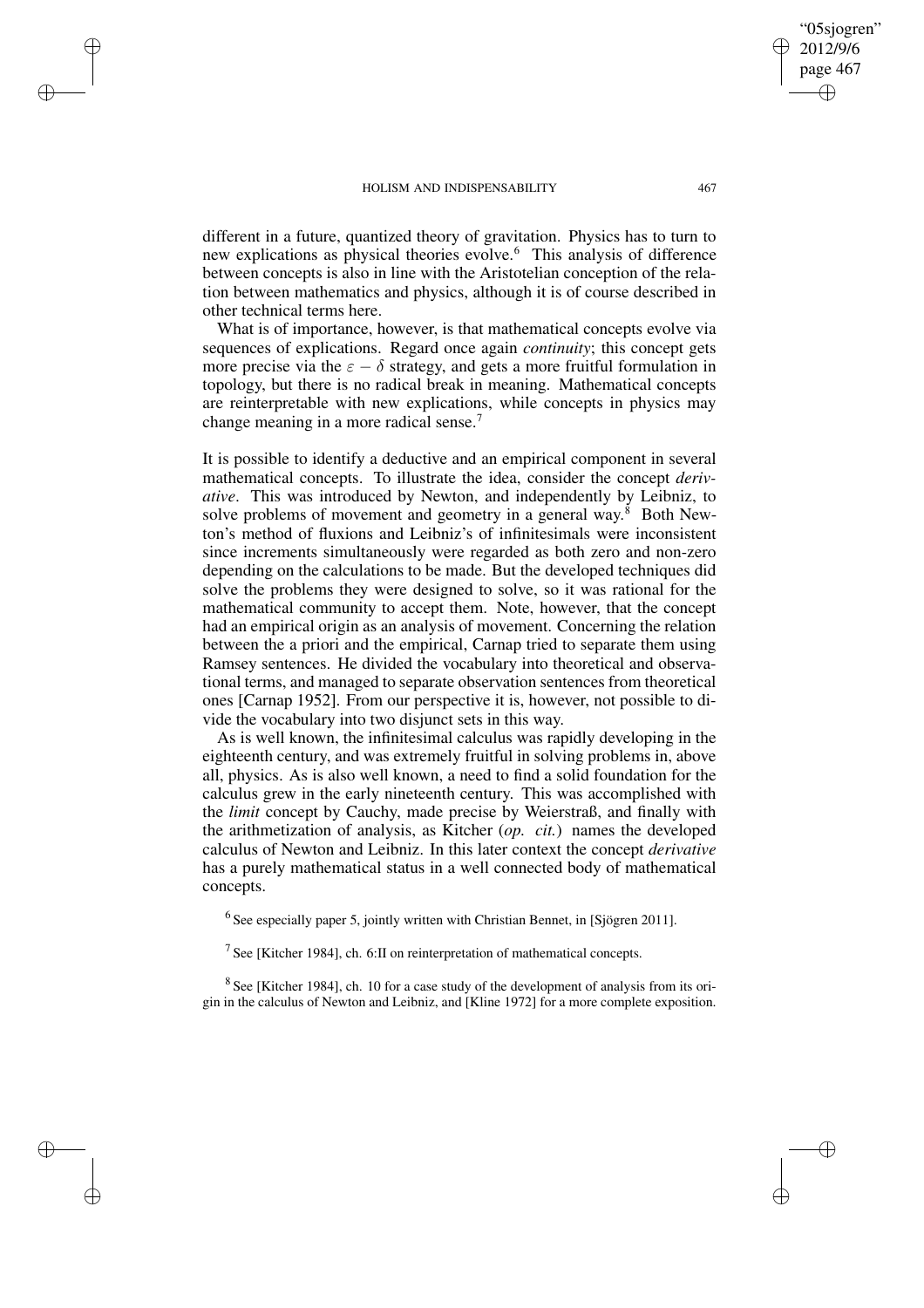different in a future, quantized theory of gravitation. Physics has to turn to new explications as physical theories evolve.[6] This analysis of difference between concepts is also in line with the Aristotelian conception of the relation between mathematics and physics, although it is of course described in other technical terms here.

What is of importance, however, is that mathematical concepts evolve via sequences of explications. Regard once again *continuity*; this concept gets more precise via the $\varepsilon - \delta$ strategy, and gets a more fruitful formulation in topology, but there is no radical break in meaning. Mathematical concepts are reinterpretable with new explications, while concepts in physics may change meaning in a more radical sense.[7]

It is possible to identify a deductive and an empirical component in several mathematical concepts. To illustrate the idea, consider the concept *derivative*. This was introduced by Newton, and independently by Leibniz, to solve problems of movement and geometry in a general way.[8] Both Newton's method of fluxions and Leibniz's of infinitesimals were inconsistent since increments simultaneously were regarded as both zero and non-zero depending on the calculations to be made. But the developed techniques did solve the problems they were designed to solve, so it was rational for the mathematical community to accept them. Note, however, that the concept had an empirical origin as an analysis of movement. Concerning the relation between the a priori and the empirical, Carnap tried to separate them using Ramsey sentences. He divided the vocabulary into theoretical and observational terms, and managed to separate observation sentences from theoretical ones [Carnap 1952]. From our perspective it is, however, not possible to divide the vocabulary into two disjunct sets in this way.

As is well known, the infinitesimal calculus was rapidly developing in the eighteenth century, and was extremely fruitful in solving problems in, above all, physics. As is also well known, a need to find a solid foundation for the calculus grew in the early nineteenth century. This was accomplished with the *limit* concept by Cauchy, made precise by Weierstraß, and finally with the arithmetization of analysis, as Kitcher (*op. cit.*) names the developed calculus of Newton and Leibniz. In this later context the concept *derivative* has a purely mathematical status in a well connected body of mathematical concepts.

[6] See especially paper 5, jointly written with Christian Bennet, in [Sjögren 2011].

[7] See [Kitcher 1984], ch. 6:II on reinterpretation of mathematical concepts.

[8] See [Kitcher 1984], ch. 10 for a case study of the development of analysis from its origin in the calculus of Newton and Leibniz, and [Kline 1972] for a more complete exposition.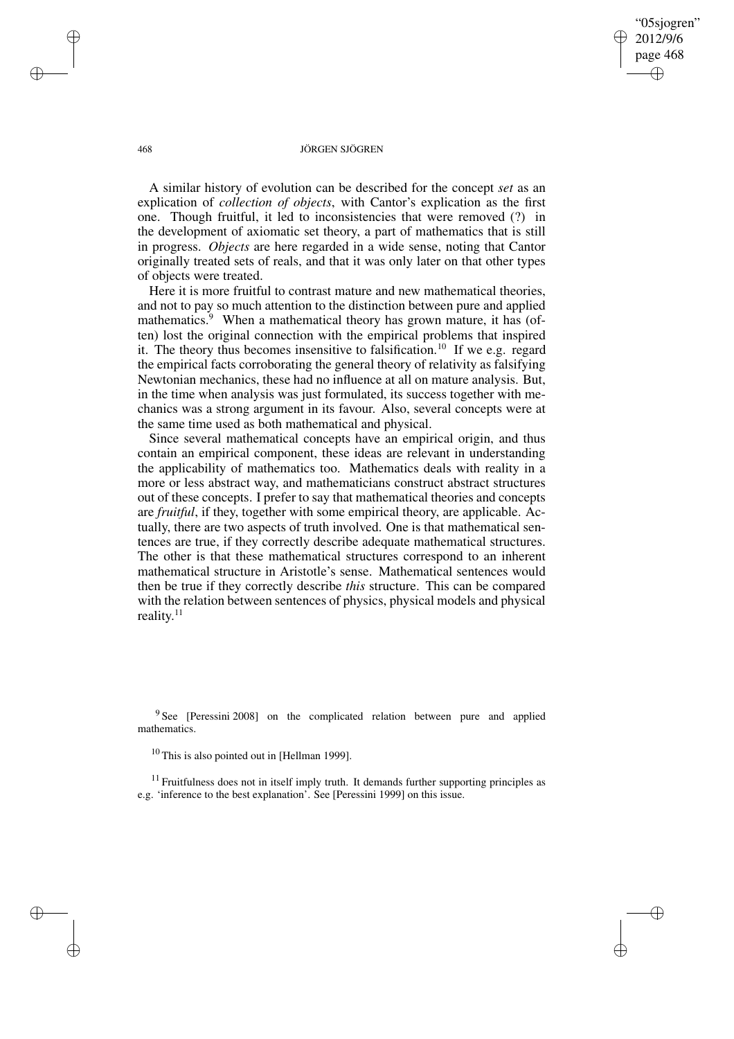A similar history of evolution can be described for the concept *set* as an explication of *collection of objects*, with Cantor's explication as the first one. Though fruitful, it led to inconsistencies that were removed (?) in the development of axiomatic set theory, a part of mathematics that is still in progress. *Objects* are here regarded in a wide sense, noting that Cantor originally treated sets of reals, and that it was only later on that other types of objects were treated.

Here it is more fruitful to contrast mature and new mathematical theories, and not to pay so much attention to the distinction between pure and applied mathematics.[9] When a mathematical theory has grown mature, it has (often) lost the original connection with the empirical problems that inspired it. The theory thus becomes insensitive to falsification.[10] If we e.g. regard the empirical facts corroborating the general theory of relativity as falsifying Newtonian mechanics, these had no influence at all on mature analysis. But, in the time when analysis was just formulated, its success together with mechanics was a strong argument in its favour. Also, several concepts were at the same time used as both mathematical and physical.

Since several mathematical concepts have an empirical origin, and thus contain an empirical component, these ideas are relevant in understanding the applicability of mathematics too. Mathematics deals with reality in a more or less abstract way, and mathematicians construct abstract structures out of these concepts. I prefer to say that mathematical theories and concepts are *fruitful*, if they, together with some empirical theory, are applicable. Actually, there are two aspects of truth involved. One is that mathematical sentences are true, if they correctly describe adequate mathematical structures. The other is that these mathematical structures correspond to an inherent mathematical structure in Aristotle's sense. Mathematical sentences would then be true if they correctly describe *this* structure. This can be compared with the relation between sentences of physics, physical models and physical reality.[11]

[9] See [Peressini 2008] on the complicated relation between pure and applied mathematics.

[10] This is also pointed out in [Hellman 1999].

[11] Fruitfulness does not in itself imply truth. It demands further supporting principles as e.g. 'inference to the best explanation'. See [Peressini 1999] on this issue.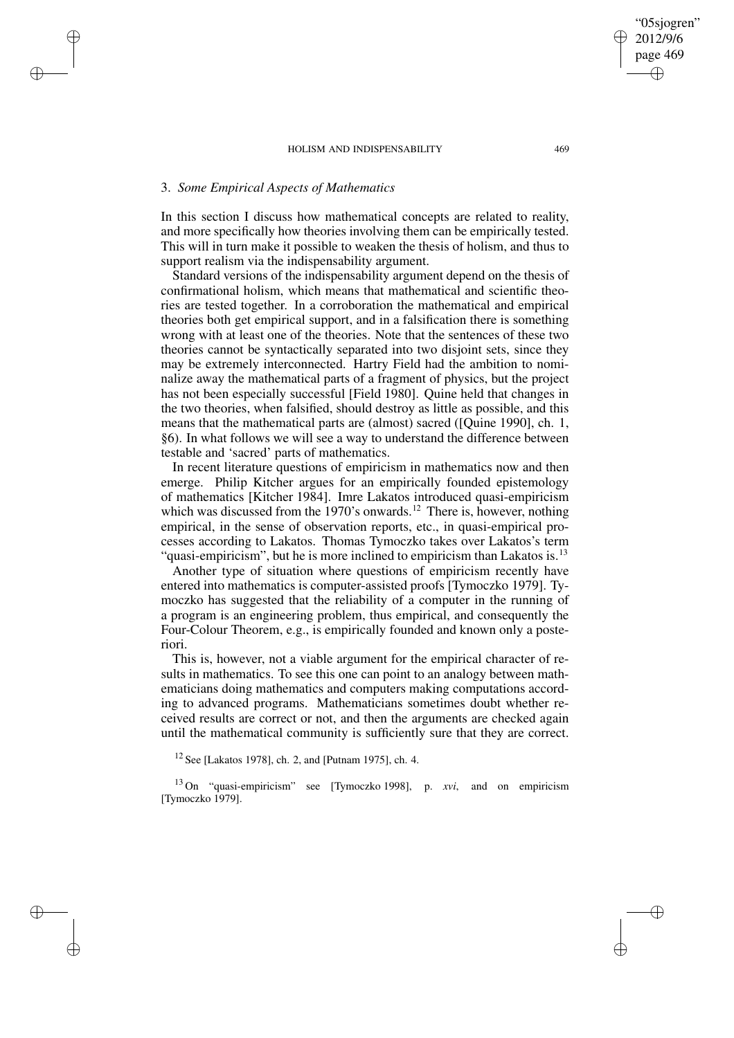## 3. *Some Empirical Aspects of Mathematics*

In this section I discuss how mathematical concepts are related to reality, and more specifically how theories involving them can be empirically tested. This will in turn make it possible to weaken the thesis of holism, and thus to support realism via the indispensability argument.

Standard versions of the indispensability argument depend on the thesis of confirmational holism, which means that mathematical and scientific theories are tested together. In a corroboration the mathematical and empirical theories both get empirical support, and in a falsification there is something wrong with at least one of the theories. Note that the sentences of these two theories cannot be syntactically separated into two disjoint sets, since they may be extremely interconnected. Hartry Field had the ambition to nominalize away the mathematical parts of a fragment of physics, but the project has not been especially successful [Field 1980]. Quine held that changes in the two theories, when falsified, should destroy as little as possible, and this means that the mathematical parts are (almost) sacred ([Quine 1990], ch. 1, §6). In what follows we will see a way to understand the difference between testable and 'sacred' parts of mathematics.

In recent literature questions of empiricism in mathematics now and then emerge. Philip Kitcher argues for an empirically founded epistemology of mathematics [Kitcher 1984]. Imre Lakatos introduced quasi-empiricism which was discussed from the 1970's onwards.[12] There is, however, nothing empirical, in the sense of observation reports, etc., in quasi-empirical processes according to Lakatos. Thomas Tymoczko takes over Lakatos's term "quasi-empiricism", but he is more inclined to empiricism than Lakatos is.[13]

Another type of situation where questions of empiricism recently have entered into mathematics is computer-assisted proofs [Tymoczko 1979]. Tymoczko has suggested that the reliability of a computer in the running of a program is an engineering problem, thus empirical, and consequently the Four-Colour Theorem, e.g., is empirically founded and known only a posteriori.

This is, however, not a viable argument for the empirical character of results in mathematics. To see this one can point to an analogy between mathematicians doing mathematics and computers making computations according to advanced programs. Mathematicians sometimes doubt whether received results are correct or not, and then the arguments are checked again until the mathematical community is sufficiently sure that they are correct.

[12] See [Lakatos 1978], ch. 2, and [Putnam 1975], ch. 4.

[13] On "quasi-empiricism" see [Tymoczko 1998], p. *xvi*, and on empiricism [Tymoczko 1979].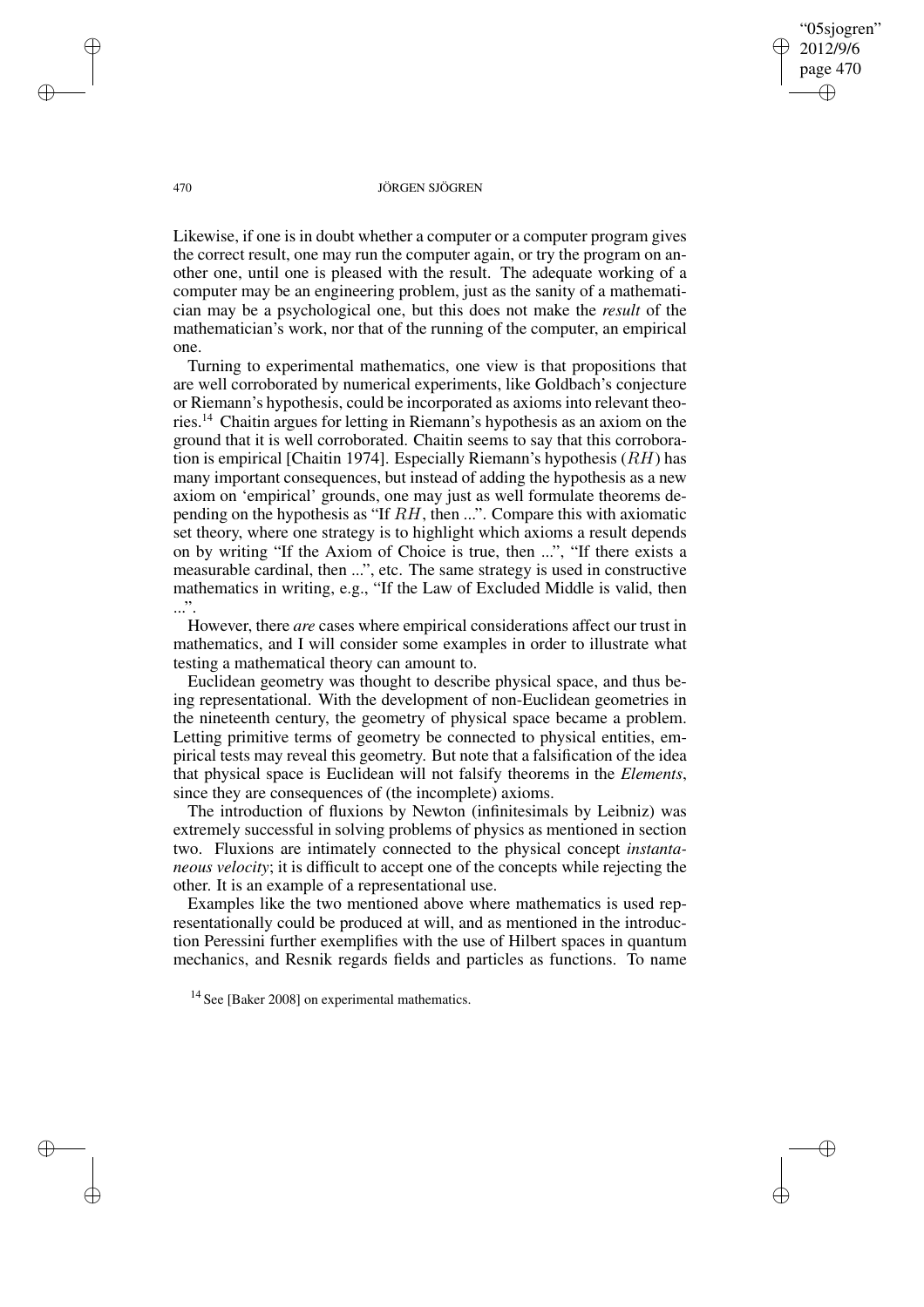Likewise, if one is in doubt whether a computer or a computer program gives the correct result, one may run the computer again, or try the program on another one, until one is pleased with the result. The adequate working of a computer may be an engineering problem, just as the sanity of a mathematician may be a psychological one, but this does not make the *result* of the mathematician's work, nor that of the running of the computer, an empirical one.

Turning to experimental mathematics, one view is that propositions that are well corroborated by numerical experiments, like Goldbach's conjecture or Riemann's hypothesis, could be incorporated as axioms into relevant theories.[14] Chaitin argues for letting in Riemann's hypothesis as an axiom on the ground that it is well corroborated. Chaitin seems to say that this corroboration is empirical [Chaitin 1974]. Especially Riemann's hypothesis ($RH$) has many important consequences, but instead of adding the hypothesis as a new axiom on 'empirical' grounds, one may just as well formulate theorems depending on the hypothesis as "If $RH$, then ...". Compare this with axiomatic set theory, where one strategy is to highlight which axioms a result depends on by writing "If the Axiom of Choice is true, then ...", "If there exists a measurable cardinal, then ...", etc. The same strategy is used in constructive mathematics in writing, e.g., "If the Law of Excluded Middle is valid, then ...".

However, there *are* cases where empirical considerations affect our trust in mathematics, and I will consider some examples in order to illustrate what testing a mathematical theory can amount to.

Euclidean geometry was thought to describe physical space, and thus being representational. With the development of non-Euclidean geometries in the nineteenth century, the geometry of physical space became a problem. Letting primitive terms of geometry be connected to physical entities, empirical tests may reveal this geometry. But note that a falsification of the idea that physical space is Euclidean will not falsify theorems in the *Elements*, since they are consequences of (the incomplete) axioms.

The introduction of fluxions by Newton (infinitesimals by Leibniz) was extremely successful in solving problems of physics as mentioned in section two. Fluxions are intimately connected to the physical concept *instantaneous velocity*; it is difficult to accept one of the concepts while rejecting the other. It is an example of a representational use.

Examples like the two mentioned above where mathematics is used representationally could be produced at will, and as mentioned in the introduction Peressini further exemplifies with the use of Hilbert spaces in quantum mechanics, and Resnik regards fields and particles as functions. To name

[14] See [Baker 2008] on experimental mathematics.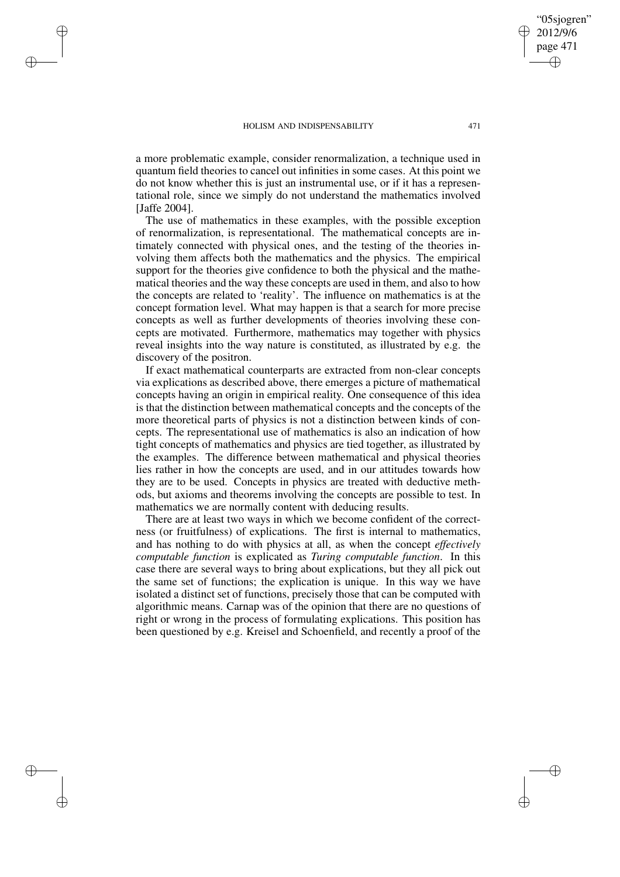a more problematic example, consider renormalization, a technique used in quantum field theories to cancel out infinities in some cases. At this point we do not know whether this is just an instrumental use, or if it has a representational role, since we simply do not understand the mathematics involved [Jaffe 2004].

The use of mathematics in these examples, with the possible exception of renormalization, is representational. The mathematical concepts are intimately connected with physical ones, and the testing of the theories involving them affects both the mathematics and the physics. The empirical support for the theories give confidence to both the physical and the mathematical theories and the way these concepts are used in them, and also to how the concepts are related to 'reality'. The influence on mathematics is at the concept formation level. What may happen is that a search for more precise concepts as well as further developments of theories involving these concepts are motivated. Furthermore, mathematics may together with physics reveal insights into the way nature is constituted, as illustrated by e.g. the discovery of the positron.

If exact mathematical counterparts are extracted from non-clear concepts via explications as described above, there emerges a picture of mathematical concepts having an origin in empirical reality. One consequence of this idea is that the distinction between mathematical concepts and the concepts of the more theoretical parts of physics is not a distinction between kinds of concepts. The representational use of mathematics is also an indication of how tight concepts of mathematics and physics are tied together, as illustrated by the examples. The difference between mathematical and physical theories lies rather in how the concepts are used, and in our attitudes towards how they are to be used. Concepts in physics are treated with deductive methods, but axioms and theorems involving the concepts are possible to test. In mathematics we are normally content with deducing results.

There are at least two ways in which we become confident of the correctness (or fruitfulness) of explications. The first is internal to mathematics, and has nothing to do with physics at all, as when the concept *effectively computable function* is explicated as *Turing computable function*. In this case there are several ways to bring about explications, but they all pick out the same set of functions; the explication is unique. In this way we have isolated a distinct set of functions, precisely those that can be computed with algorithmic means. Carnap was of the opinion that there are no questions of right or wrong in the process of formulating explications. This position has been questioned by e.g. Kreisel and Schoenfield, and recently a proof of the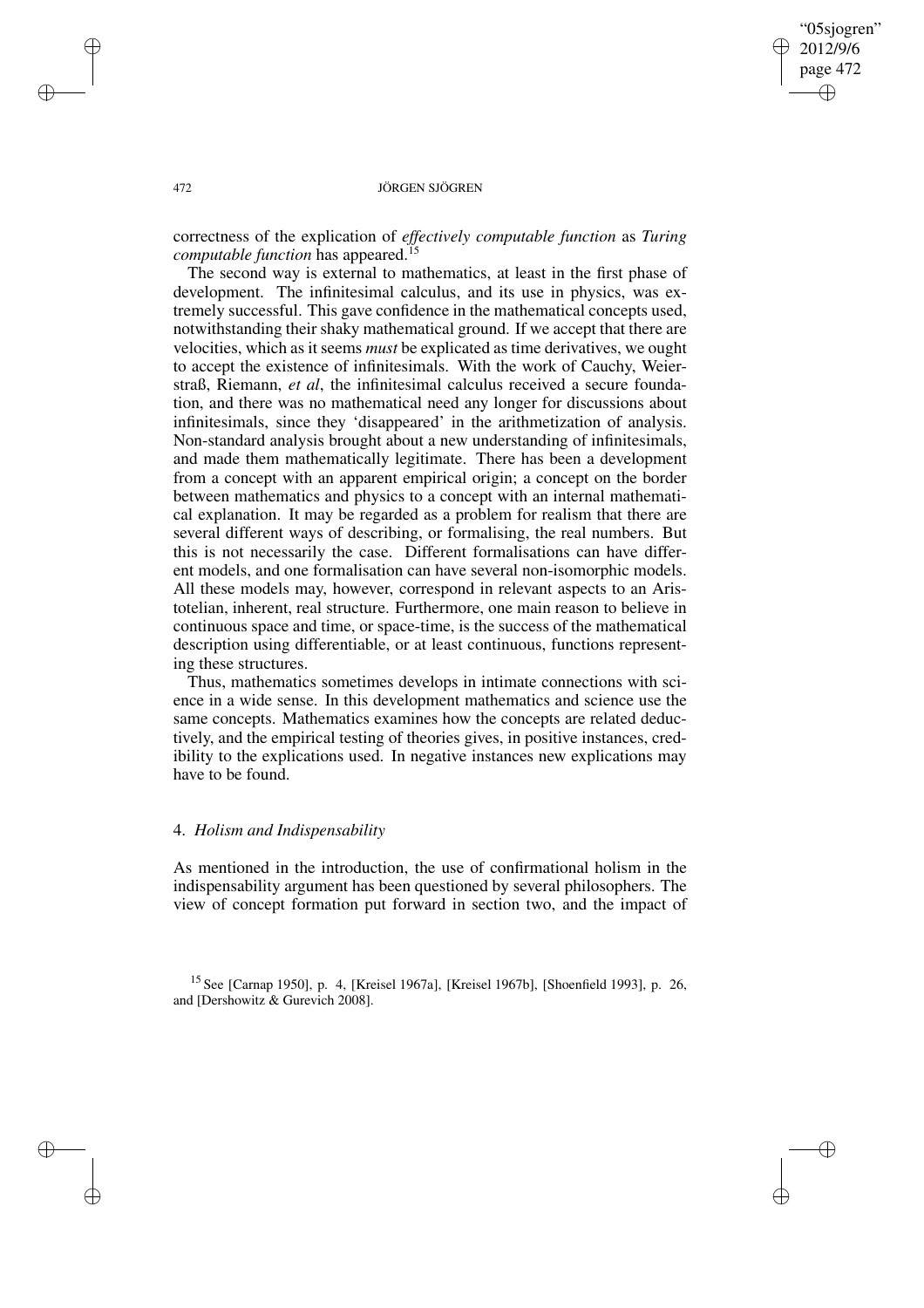correctness of the explication of *effectively computable function* as *Turing computable function* has appeared.[15]

The second way is external to mathematics, at least in the first phase of development. The infinitesimal calculus, and its use in physics, was extremely successful. This gave confidence in the mathematical concepts used, notwithstanding their shaky mathematical ground. If we accept that there are velocities, which as it seems *must* be explicated as time derivatives, we ought to accept the existence of infinitesimals. With the work of Cauchy, Weierstraß, Riemann, *et al*, the infinitesimal calculus received a secure foundation, and there was no mathematical need any longer for discussions about infinitesimals, since they 'disappeared' in the arithmetization of analysis. Non-standard analysis brought about a new understanding of infinitesimals, and made them mathematically legitimate. There has been a development from a concept with an apparent empirical origin; a concept on the border between mathematics and physics to a concept with an internal mathematical explanation. It may be regarded as a problem for realism that there are several different ways of describing, or formalising, the real numbers. But this is not necessarily the case. Different formalisations can have different models, and one formalisation can have several non-isomorphic models. All these models may, however, correspond in relevant aspects to an Aristotelian, inherent, real structure. Furthermore, one main reason to believe in continuous space and time, or space-time, is the success of the mathematical description using differentiable, or at least continuous, functions representing these structures.

Thus, mathematics sometimes develops in intimate connections with science in a wide sense. In this development mathematics and science use the same concepts. Mathematics examines how the concepts are related deductively, and the empirical testing of theories gives, in positive instances, credibility to the explications used. In negative instances new explications may have to be found.

## 4. *Holism and Indispensability*

As mentioned in the introduction, the use of confirmational holism in the indispensability argument has been questioned by several philosophers. The view of concept formation put forward in section two, and the impact of

[15] See [Carnap 1950], p. 4, [Kreisel 1967a], [Kreisel 1967b], [Shoenfield 1993], p. 26, and [Dershowitz & Gurevich 2008].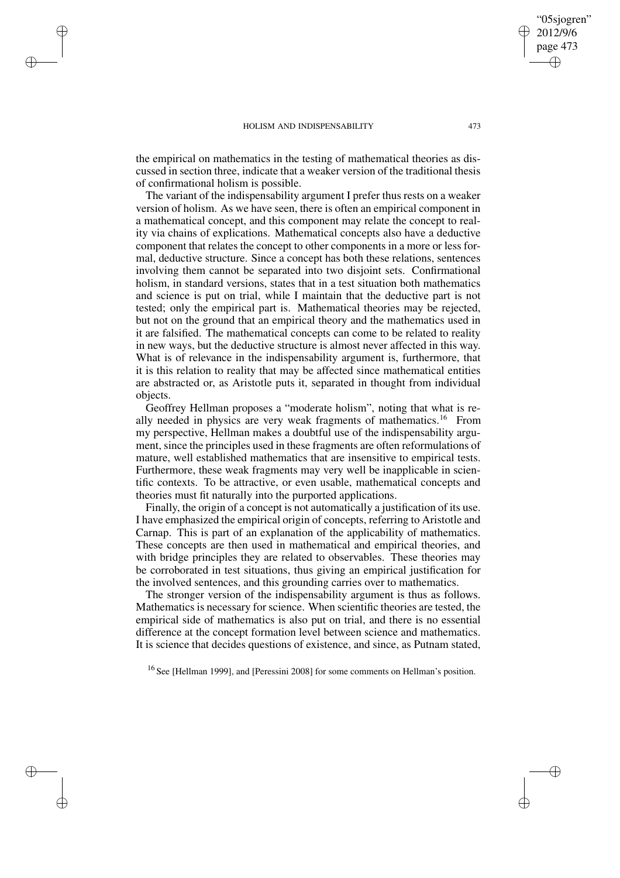the empirical on mathematics in the testing of mathematical theories as discussed in section three, indicate that a weaker version of the traditional thesis of confirmational holism is possible.

The variant of the indispensability argument I prefer thus rests on a weaker version of holism. As we have seen, there is often an empirical component in a mathematical concept, and this component may relate the concept to reality via chains of explications. Mathematical concepts also have a deductive component that relates the concept to other components in a more or less formal, deductive structure. Since a concept has both these relations, sentences involving them cannot be separated into two disjoint sets. Confirmational holism, in standard versions, states that in a test situation both mathematics and science is put on trial, while I maintain that the deductive part is not tested; only the empirical part is. Mathematical theories may be rejected, but not on the ground that an empirical theory and the mathematics used in it are falsified. The mathematical concepts can come to be related to reality in new ways, but the deductive structure is almost never affected in this way. What is of relevance in the indispensability argument is, furthermore, that it is this relation to reality that may be affected since mathematical entities are abstracted or, as Aristotle puts it, separated in thought from individual objects.

Geoffrey Hellman proposes a "moderate holism", noting that what is really needed in physics are very weak fragments of mathematics.[16] From my perspective, Hellman makes a doubtful use of the indispensability argument, since the principles used in these fragments are often reformulations of mature, well established mathematics that are insensitive to empirical tests. Furthermore, these weak fragments may very well be inapplicable in scientific contexts. To be attractive, or even usable, mathematical concepts and theories must fit naturally into the purported applications.

Finally, the origin of a concept is not automatically a justification of its use. I have emphasized the empirical origin of concepts, referring to Aristotle and Carnap. This is part of an explanation of the applicability of mathematics. These concepts are then used in mathematical and empirical theories, and with bridge principles they are related to observables. These theories may be corroborated in test situations, thus giving an empirical justification for the involved sentences, and this grounding carries over to mathematics.

The stronger version of the indispensability argument is thus as follows. Mathematics is necessary for science. When scientific theories are tested, the empirical side of mathematics is also put on trial, and there is no essential difference at the concept formation level between science and mathematics. It is science that decides questions of existence, and since, as Putnam stated,

[16] See [Hellman 1999], and [Peressini 2008] for some comments on Hellman's position.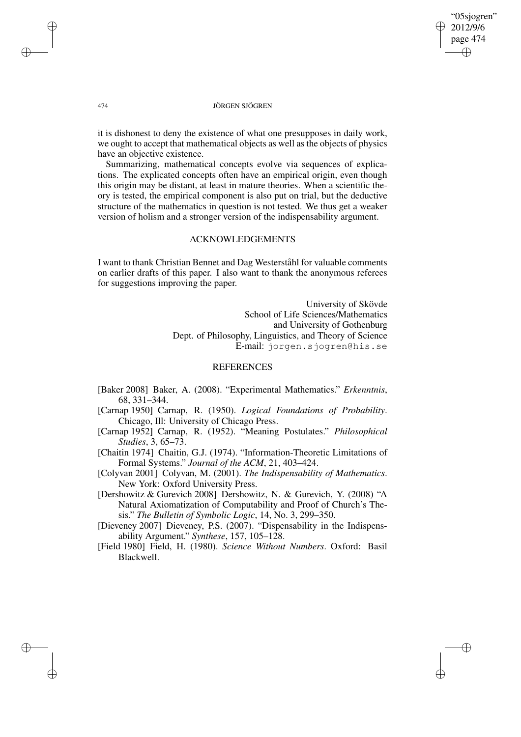it is dishonest to deny the existence of what one presupposes in daily work, we ought to accept that mathematical objects as well as the objects of physics have an objective existence.

Summarizing, mathematical concepts evolve via sequences of explications. The explicated concepts often have an empirical origin, even though this origin may be distant, at least in mature theories. When a scientific theory is tested, the empirical component is also put on trial, but the deductive structure of the mathematics in question is not tested. We thus get a weaker version of holism and a stronger version of the indispensability argument.

## ACKNOWLEDGEMENTS

I want to thank Christian Bennet and Dag Westerståhl for valuable comments on earlier drafts of this paper. I also want to thank the anonymous referees for suggestions improving the paper.

University of Skövde
School of Life Sciences/Mathematics
and University of Gothenburg
Dept. of Philosophy, Linguistics, and Theory of Science
E-mail: jorgen.sjogren@his.se

## REFERENCES

[Baker 2008] Baker, A. (2008). "Experimental Mathematics." *Erkenntnis*, 68, 331–344.

[Carnap 1950] Carnap, R. (1950). *Logical Foundations of Probability*. Chicago, Ill: University of Chicago Press.

[Carnap 1952] Carnap, R. (1952). "Meaning Postulates." *Philosophical Studies*, 3, 65–73.

[Chaitin 1974] Chaitin, G.J. (1974). "Information-Theoretic Limitations of Formal Systems." *Journal of the ACM*, 21, 403–424.

[Colyvan 2001] Colyvan, M. (2001). *The Indispensability of Mathematics*. New York: Oxford University Press.

[Dershowitz & Gurevich 2008] Dershowitz, N. & Gurevich, Y. (2008) "A Natural Axiomatization of Computability and Proof of Church's Thesis." *The Bulletin of Symbolic Logic*, 14, No. 3, 299–350.

[Dieveney 2007] Dieveney, P.S. (2007). "Dispensability in the Indispensability Argument." *Synthese*, 157, 105–128.

[Field 1980] Field, H. (1980). *Science Without Numbers*. Oxford: Basil Blackwell.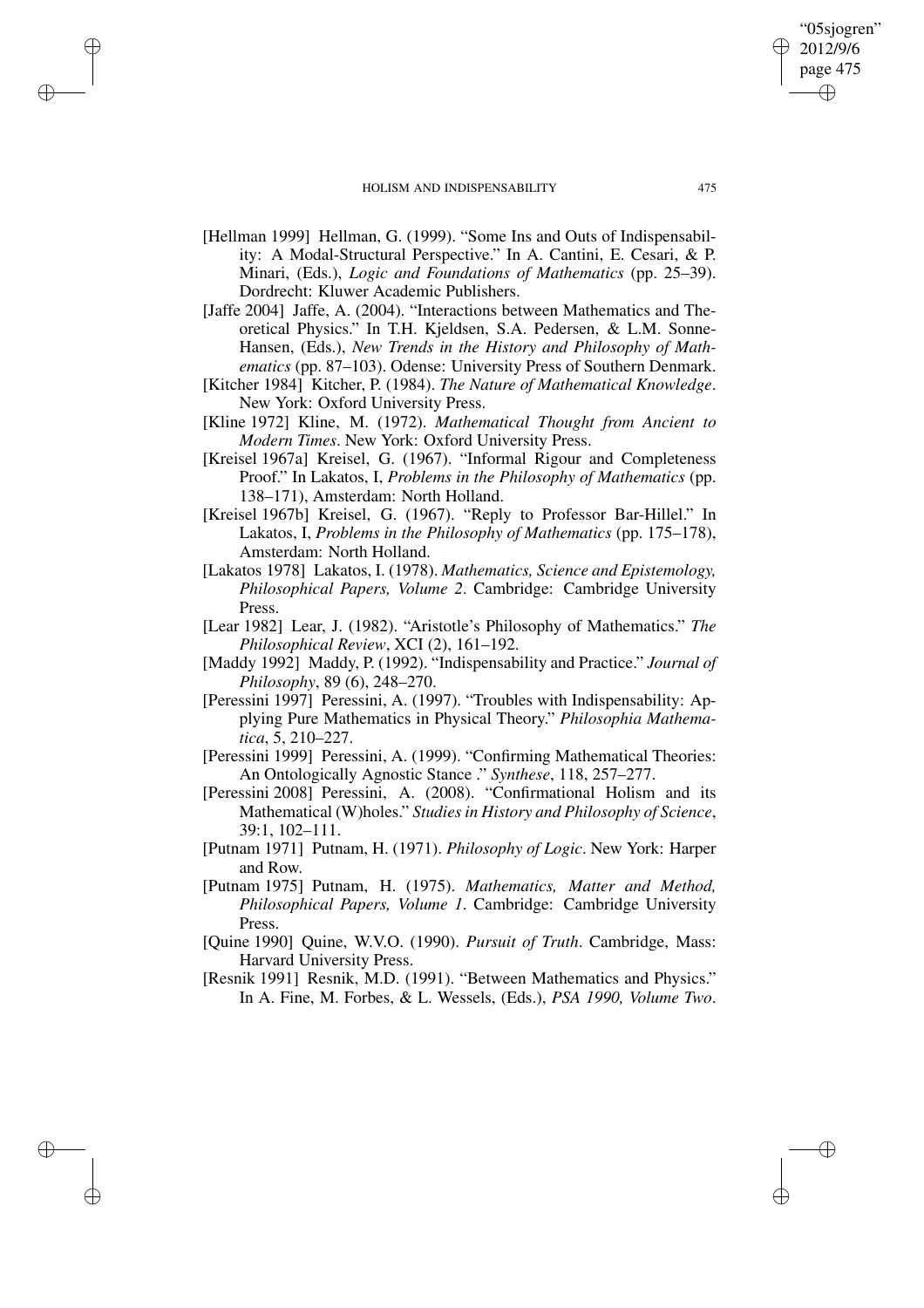[Hellman 1999] Hellman, G. (1999). "Some Ins and Outs of Indispensability: A Modal-Structural Perspective." In A. Cantini, E. Cesari, & P. Minari, (Eds.), *Logic and Foundations of Mathematics* (pp. 25–39). Dordrecht: Kluwer Academic Publishers.

[Jaffe 2004] Jaffe, A. (2004). "Interactions between Mathematics and Theoretical Physics." In T.H. Kjeldsen, S.A. Pedersen, & L.M. Sonne-Hansen, (Eds.), *New Trends in the History and Philosophy of Mathematics* (pp. 87–103). Odense: University Press of Southern Denmark.

[Kitcher 1984] Kitcher, P. (1984). *The Nature of Mathematical Knowledge*. New York: Oxford University Press.

[Kline 1972] Kline, M. (1972). *Mathematical Thought from Ancient to Modern Times*. New York: Oxford University Press.

[Kreisel 1967a] Kreisel, G. (1967). "Informal Rigour and Completeness Proof." In Lakatos, I, *Problems in the Philosophy of Mathematics* (pp. 138–171), Amsterdam: North Holland.

[Kreisel 1967b] Kreisel, G. (1967). "Reply to Professor Bar-Hillel." In Lakatos, I, *Problems in the Philosophy of Mathematics* (pp. 175–178), Amsterdam: North Holland.

[Lakatos 1978] Lakatos, I. (1978). *Mathematics, Science and Epistemology, Philosophical Papers, Volume 2*. Cambridge: Cambridge University Press.

[Lear 1982] Lear, J. (1982). "Aristotle's Philosophy of Mathematics." *The Philosophical Review*, XCI (2), 161–192.

[Maddy 1992] Maddy, P. (1992). "Indispensability and Practice." *Journal of Philosophy*, 89 (6), 248–270.

[Peressini 1997] Peressini, A. (1997). "Troubles with Indispensability: Applying Pure Mathematics in Physical Theory." *Philosophia Mathematica*, 5, 210–227.

[Peressini 1999] Peressini, A. (1999). "Confirming Mathematical Theories: An Ontologically Agnostic Stance ." *Synthese*, 118, 257–277.

[Peressini 2008] Peressini, A. (2008). "Confirmational Holism and its Mathematical (W)holes." *Studies in History and Philosophy of Science*, 39:1, 102–111.

[Putnam 1971] Putnam, H. (1971). *Philosophy of Logic*. New York: Harper and Row.

[Putnam 1975] Putnam, H. (1975). *Mathematics, Matter and Method, Philosophical Papers, Volume 1*. Cambridge: Cambridge University Press.

[Quine 1990] Quine, W.V.O. (1990). *Pursuit of Truth*. Cambridge, Mass: Harvard University Press.

[Resnik 1991] Resnik, M.D. (1991). "Between Mathematics and Physics." In A. Fine, M. Forbes, & L. Wessels, (Eds.), *PSA 1990, Volume Two*.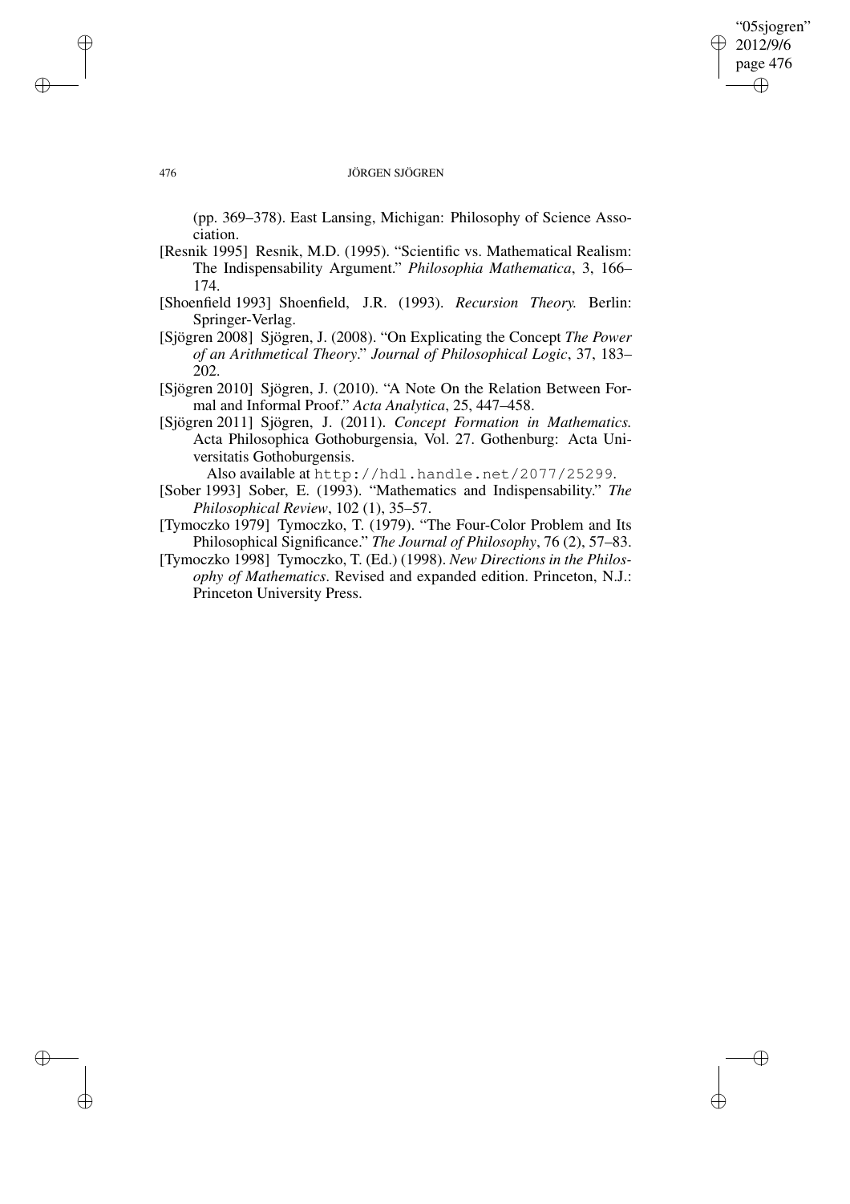(pp. 369–378). East Lansing, Michigan: Philosophy of Science Association.

[Resnik 1995] Resnik, M.D. (1995). "Scientific vs. Mathematical Realism: The Indispensability Argument." *Philosophia Mathematica*, 3, 166–174.

[Shoenfield 1993] Shoenfield, J.R. (1993). *Recursion Theory.* Berlin: Springer-Verlag.

[Sjögren 2008] Sjögren, J. (2008). "On Explicating the Concept *The Power of an Arithmetical Theory*." *Journal of Philosophical Logic*, 37, 183–202.

[Sjögren 2010] Sjögren, J. (2010). "A Note On the Relation Between Formal and Informal Proof." *Acta Analytica*, 25, 447–458.

[Sjögren 2011] Sjögren, J. (2011). *Concept Formation in Mathematics.* Acta Philosophica Gothoburgensia, Vol. 27. Gothenburg: Acta Universitatis Gothoburgensis.
Also available at `http://hdl.handle.net/2077/25299`.

[Sober 1993] Sober, E. (1993). "Mathematics and Indispensability." *The Philosophical Review*, 102 (1), 35–57.

[Tymoczko 1979] Tymoczko, T. (1979). "The Four-Color Problem and Its Philosophical Significance." *The Journal of Philosophy*, 76 (2), 57–83.

[Tymoczko 1998] Tymoczko, T. (Ed.) (1998). *New Directions in the Philosophy of Mathematics*. Revised and expanded edition. Princeton, N.J.: Princeton University Press.